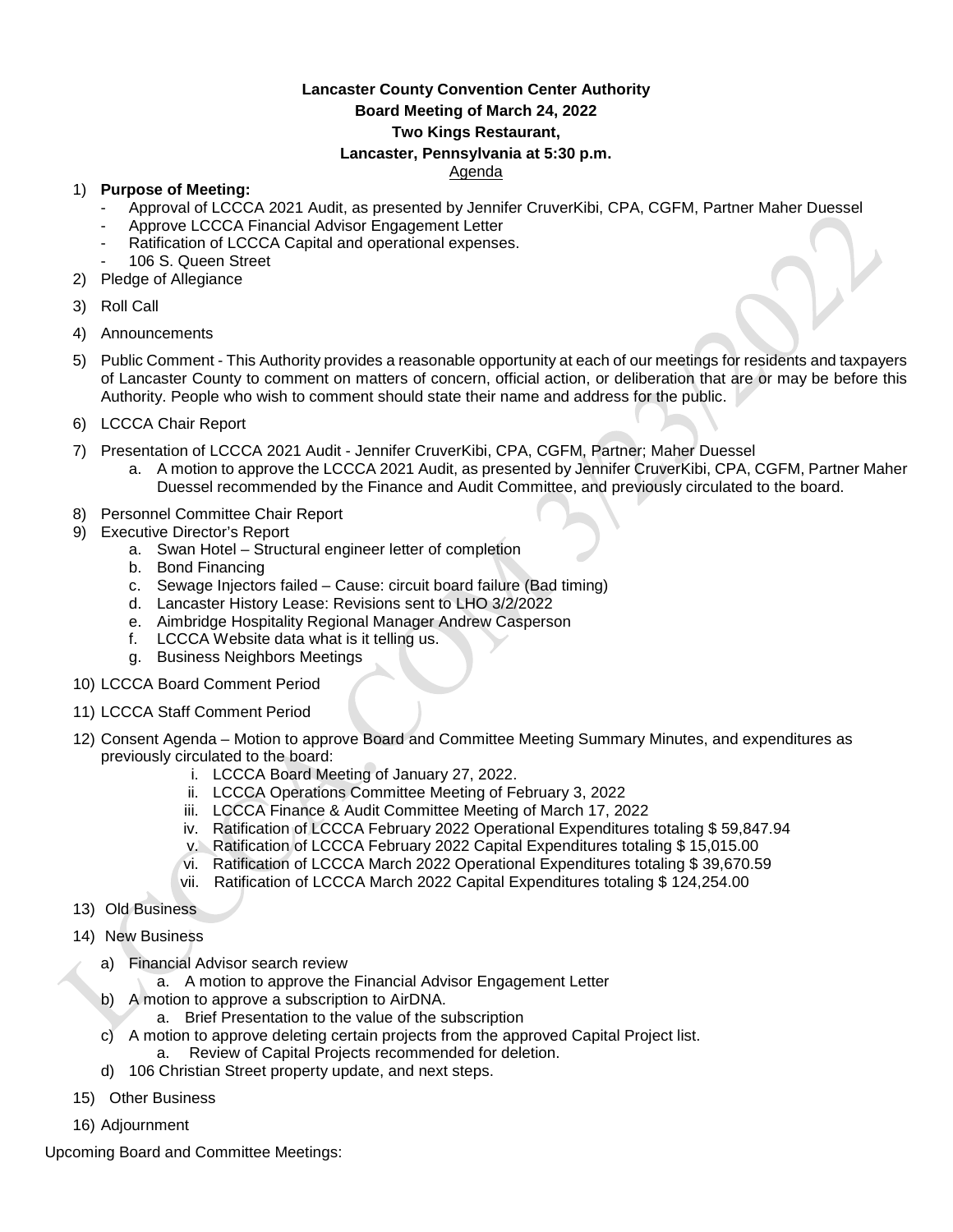**Lancaster County Convention Center Authority**
**Board Meeting of March 24, 2022**
**Two Kings Restaurant,**
**Lancaster, Pennsylvania at 5:30 p.m.**
Agenda

1) **Purpose of Meeting:**
   - Approval of LCCCA 2021 Audit, as presented by Jennifer CruverKibi, CPA, CGFM, Partner Maher Duessel
   - Approve LCCCA Financial Advisor Engagement Letter
   - Ratification of LCCCA Capital and operational expenses.
   - 106 S. Queen Street
2) Pledge of Allegiance
3) Roll Call
4) Announcements
5) Public Comment - This Authority provides a reasonable opportunity at each of our meetings for residents and taxpayers of Lancaster County to comment on matters of concern, official action, or deliberation that are or may be before this Authority. People who wish to comment should state their name and address for the public.
6) LCCCA Chair Report
7) Presentation of LCCCA 2021 Audit - Jennifer CruverKibi, CPA, CGFM, Partner; Maher Duessel
   a. A motion to approve the LCCCA 2021 Audit, as presented by Jennifer CruverKibi, CPA, CGFM, Partner Maher Duessel recommended by the Finance and Audit Committee, and previously circulated to the board.
8) Personnel Committee Chair Report
9) Executive Director's Report
   a. Swan Hotel – Structural engineer letter of completion
   b. Bond Financing
   c. Sewage Injectors failed – Cause: circuit board failure (Bad timing)
   d. Lancaster History Lease: Revisions sent to LHO 3/2/2022
   e. Aimbridge Hospitality Regional Manager Andrew Casperson
   f. LCCCA Website data what is it telling us.
   g. Business Neighbors Meetings
10) LCCCA Board Comment Period
11) LCCCA Staff Comment Period
12) Consent Agenda – Motion to approve Board and Committee Meeting Summary Minutes, and expenditures as previously circulated to the board:
    i. LCCCA Board Meeting of January 27, 2022.
    ii. LCCCA Operations Committee Meeting of February 3, 2022
    iii. LCCCA Finance & Audit Committee Meeting of March 17, 2022
    iv. Ratification of LCCCA February 2022 Operational Expenditures totaling $ 59,847.94
    v. Ratification of LCCCA February 2022 Capital Expenditures totaling $ 15,015.00
    vi. Ratification of LCCCA March 2022 Operational Expenditures totaling $ 39,670.59
    vii. Ratification of LCCCA March 2022 Capital Expenditures totaling $ 124,254.00
13) Old Business
14) New Business
    a) Financial Advisor search review
       a. A motion to approve the Financial Advisor Engagement Letter
    b) A motion to approve a subscription to AirDNA.
       a. Brief Presentation to the value of the subscription
    c) A motion to approve deleting certain projects from the approved Capital Project list.
       a. Review of Capital Projects recommended for deletion.
    d) 106 Christian Street property update, and next steps.
15) Other Business
16) Adjournment

Upcoming Board and Committee Meetings: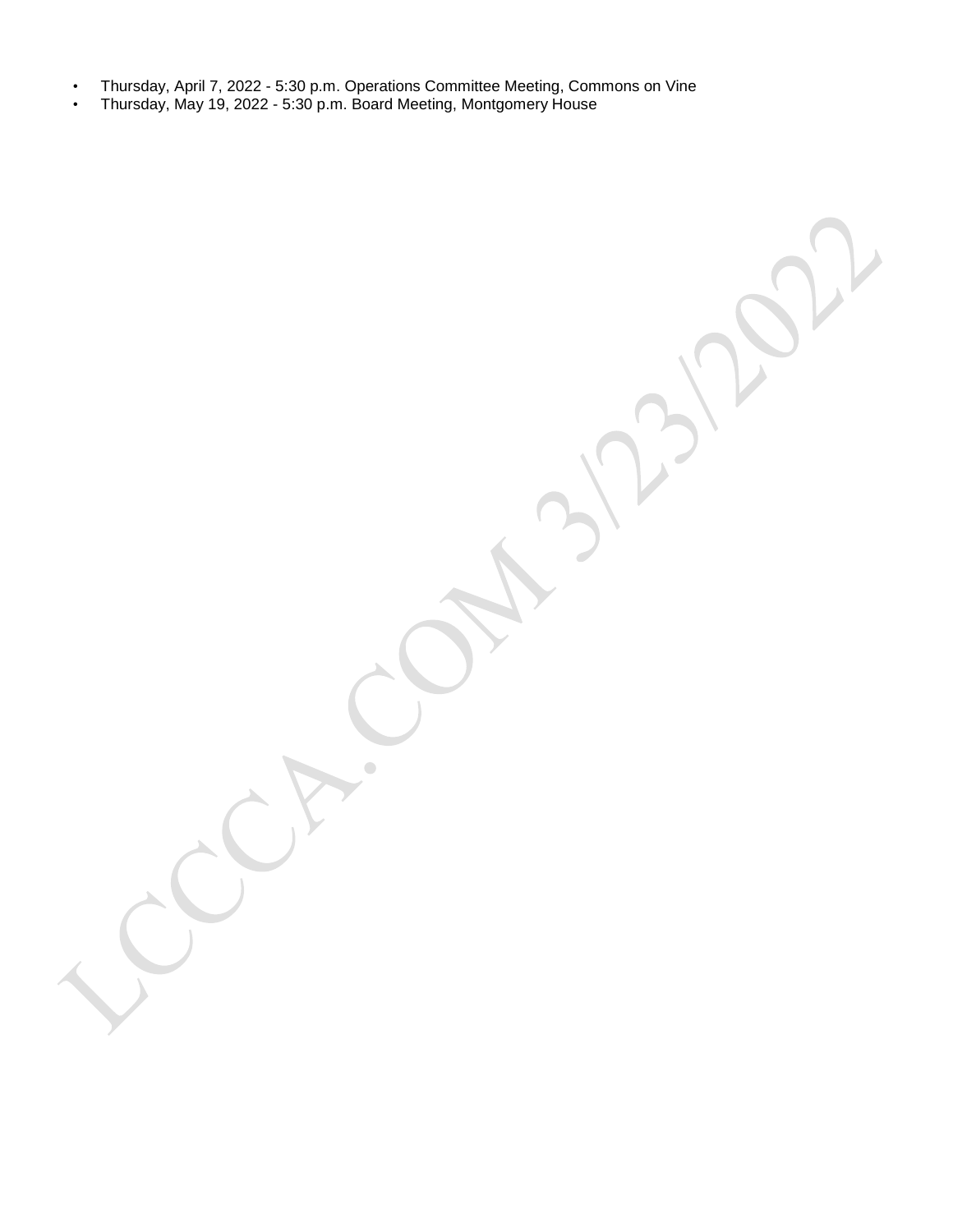- Thursday, April 7, 2022 - 5:30 p.m. Operations Committee Meeting, Commons on Vine
- Thursday, May 19, 2022 - 5:30 p.m. Board Meeting, Montgomery House